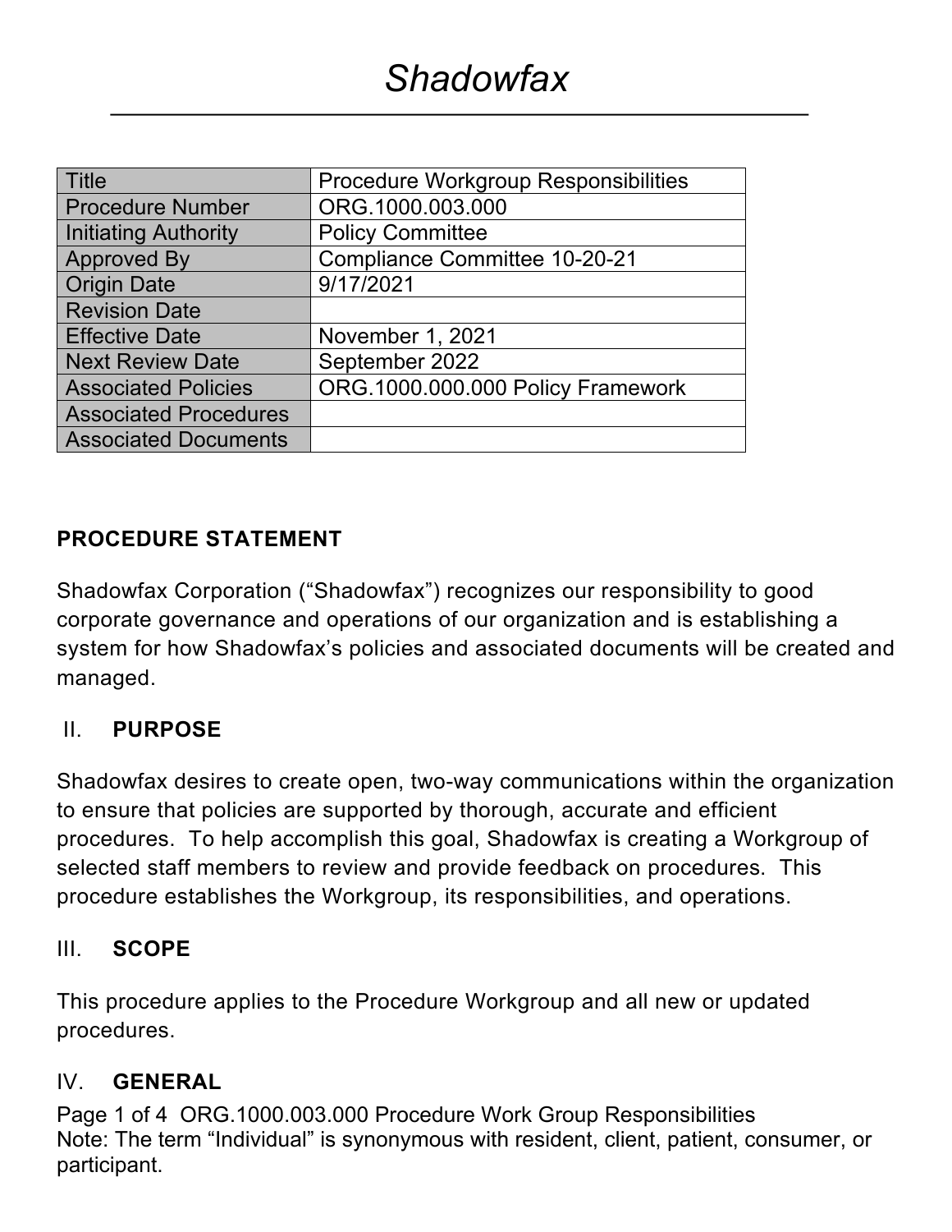# *Shadowfax*

| Title | Procedure Workgroup Responsibilities |
| --- | --- |
| Procedure Number | ORG.1000.003.000 |
| Initiating Authority | Policy Committee |
| Approved By | Compliance Committee 10-20-21 |
| Origin Date | 9/17/2021 |
| Revision Date | |
| Effective Date | November 1, 2021 |
| Next Review Date | September 2022 |
| Associated Policies | ORG.1000.000.000 Policy Framework |
| Associated Procedures | |
| Associated Documents | |

## PROCEDURE STATEMENT

Shadowfax Corporation ("Shadowfax") recognizes our responsibility to good corporate governance and operations of our organization and is establishing a system for how Shadowfax's policies and associated documents will be created and managed.

## II. PURPOSE

Shadowfax desires to create open, two-way communications within the organization to ensure that policies are supported by thorough, accurate and efficient procedures. To help accomplish this goal, Shadowfax is creating a Workgroup of selected staff members to review and provide feedback on procedures. This procedure establishes the Workgroup, its responsibilities, and operations.

## III. SCOPE

This procedure applies to the Procedure Workgroup and all new or updated procedures.

## IV. GENERAL

Note: The term "Individual" is synonymous with resident, client, patient, consumer, or participant.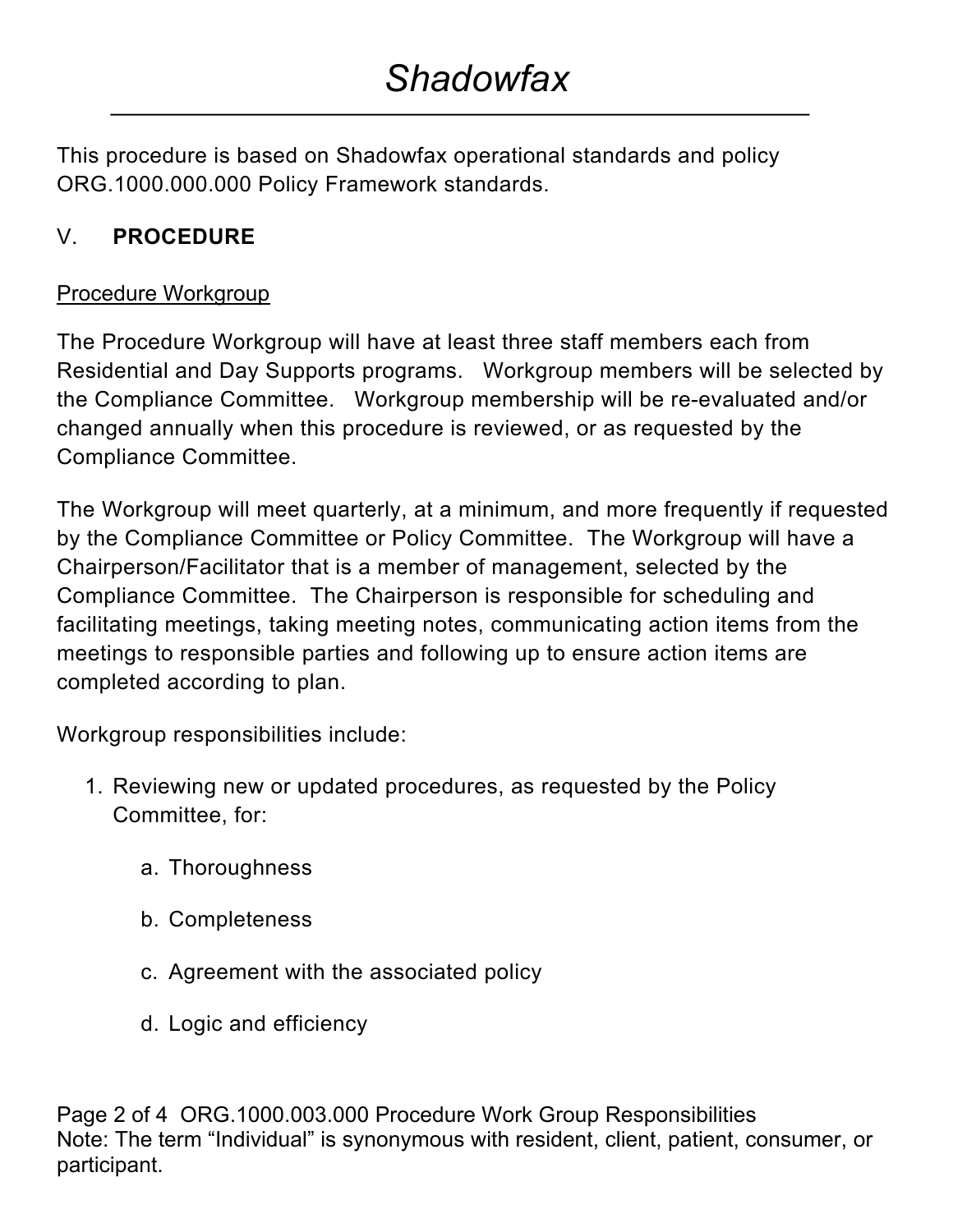This procedure is based on Shadowfax operational standards and policy ORG.1000.000.000 Policy Framework standards.

## V. **PROCEDURE**

Procedure Workgroup

The Procedure Workgroup will have at least three staff members each from Residential and Day Supports programs. Workgroup members will be selected by the Compliance Committee. Workgroup membership will be re-evaluated and/or changed annually when this procedure is reviewed, or as requested by the Compliance Committee.

The Workgroup will meet quarterly, at a minimum, and more frequently if requested by the Compliance Committee or Policy Committee. The Workgroup will have a Chairperson/Facilitator that is a member of management, selected by the Compliance Committee. The Chairperson is responsible for scheduling and facilitating meetings, taking meeting notes, communicating action items from the meetings to responsible parties and following up to ensure action items are completed according to plan.

Workgroup responsibilities include:

1. Reviewing new or updated procedures, as requested by the Policy Committee, for:

    a. Thoroughness

    b. Completeness

    c. Agreement with the associated policy

    d. Logic and efficiency

Note: The term "Individual" is synonymous with resident, client, patient, consumer, or participant.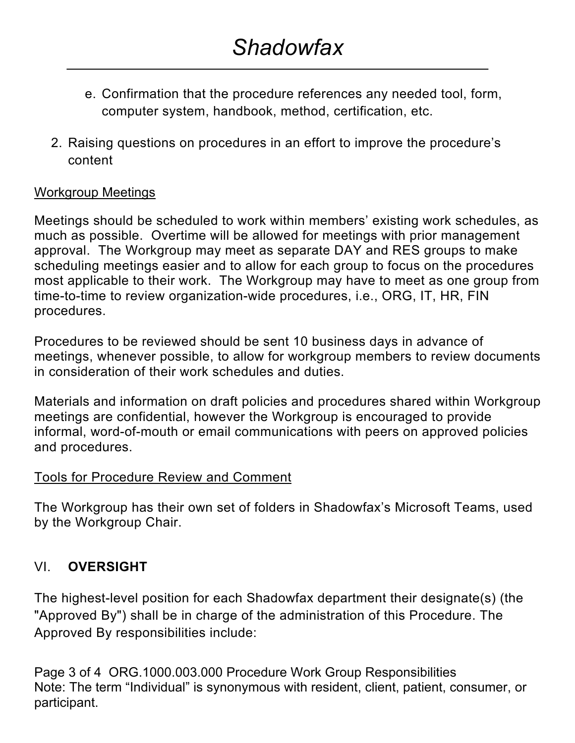e. Confirmation that the procedure references any needed tool, form, computer system, handbook, method, certification, etc.

2. Raising questions on procedures in an effort to improve the procedure's content

<u>Workgroup Meetings</u>

Meetings should be scheduled to work within members' existing work schedules, as much as possible. Overtime will be allowed for meetings with prior management approval. The Workgroup may meet as separate DAY and RES groups to make scheduling meetings easier and to allow for each group to focus on the procedures most applicable to their work. The Workgroup may have to meet as one group from time-to-time to review organization-wide procedures, i.e., ORG, IT, HR, FIN procedures.

Procedures to be reviewed should be sent 10 business days in advance of meetings, whenever possible, to allow for workgroup members to review documents in consideration of their work schedules and duties.

Materials and information on draft policies and procedures shared within Workgroup meetings are confidential, however the Workgroup is encouraged to provide informal, word-of-mouth or email communications with peers on approved policies and procedures.

<u>Tools for Procedure Review and Comment</u>

The Workgroup has their own set of folders in Shadowfax's Microsoft Teams, used by the Workgroup Chair.

## VI. **OVERSIGHT**

The highest-level position for each Shadowfax department their designate(s) (the "Approved By") shall be in charge of the administration of this Procedure. The Approved By responsibilities include:

Note: The term "Individual" is synonymous with resident, client, patient, consumer, or participant.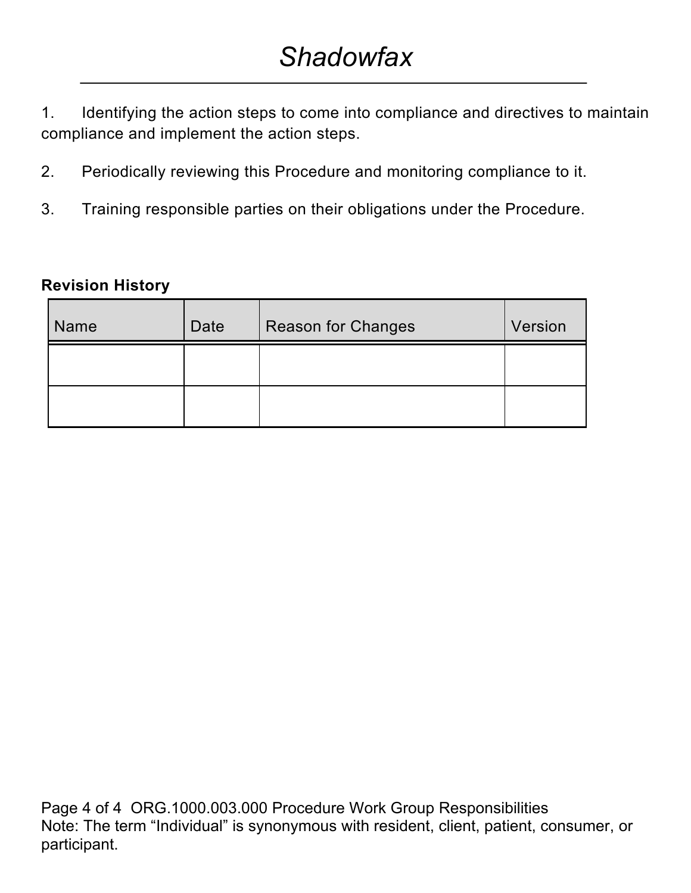1. Identifying the action steps to come into compliance and directives to maintain compliance and implement the action steps.

2. Periodically reviewing this Procedure and monitoring compliance to it.

3. Training responsible parties on their obligations under the Procedure.

**Revision History**

| Name | Date | Reason for Changes | Version |
|---|---|---|---|
| | | | |
| | | | |

Note: The term "Individual" is synonymous with resident, client, patient, consumer, or participant.